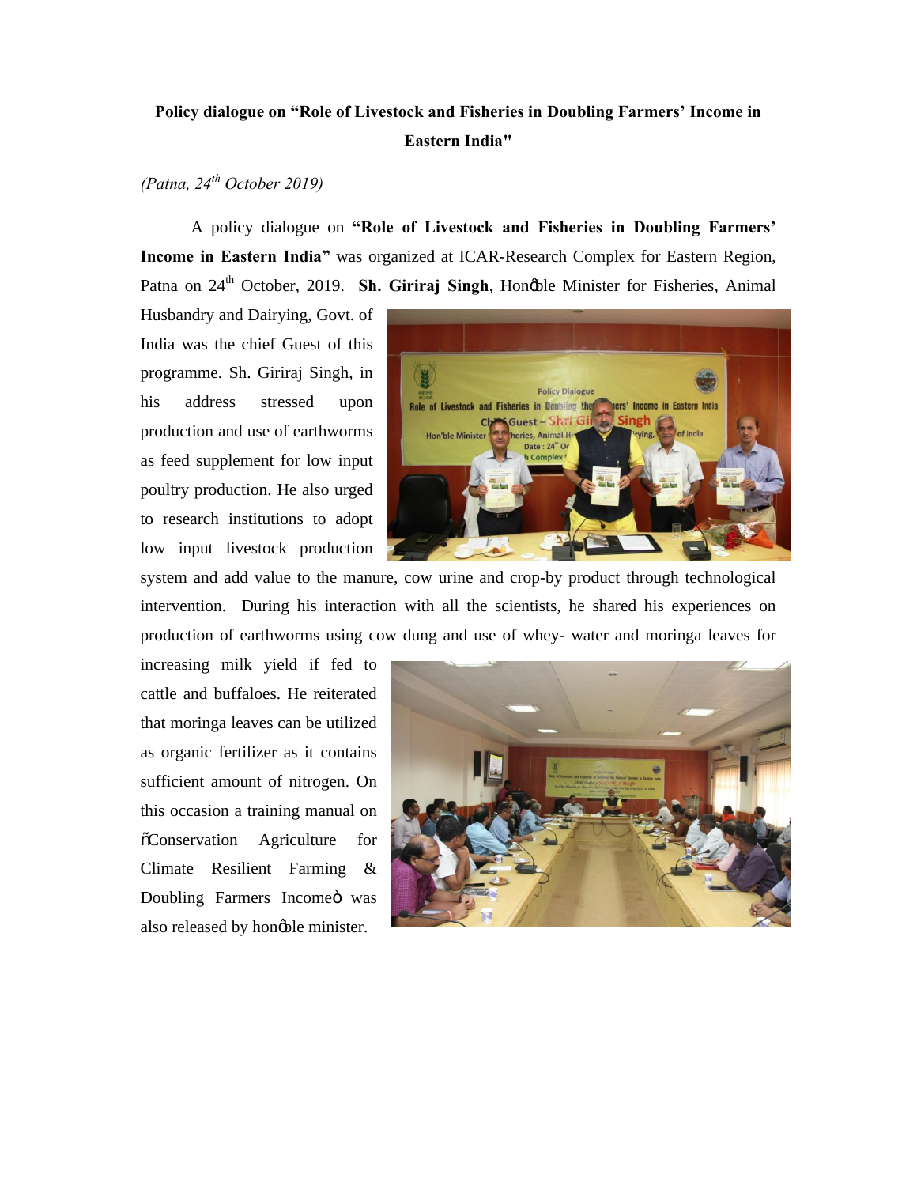**Policy dialogue on "Role of Livestock and Fisheries in Doubling Farmers' Income in Eastern India"**

*(Patna, 24th October 2019)*

A policy dialogue on **"Role of Livestock and Fisheries in Doubling Farmers' Income in Eastern India"** was organized at ICAR-Research Complex for Eastern Region, Patna on 24th October, 2019. **Sh. Giriraj Singh**, Honøble Minister for Fisheries, Animal Husbandry and Dairying, Govt. of India was the chief Guest of this programme. Sh. Giriraj Singh, in his address stressed upon production and use of earthworms as feed supplement for low input poultry production. He also urged to research institutions to adopt low input livestock production system and add value to the manure, cow urine and crop-by product through technological intervention. During his interaction with all the scientists, he shared his experiences on production of earthworms using cow dung and use of whey- water and moringa leaves for increasing milk yield if fed to cattle and buffaloes. He reiterated that moringa leaves can be utilized as organic fertilizer as it contains sufficient amount of nitrogen. On this occasion a training manual on õConservation Agriculture for Climate Resilient Farming & Doubling Farmers Incomeö was also released by honøble minister.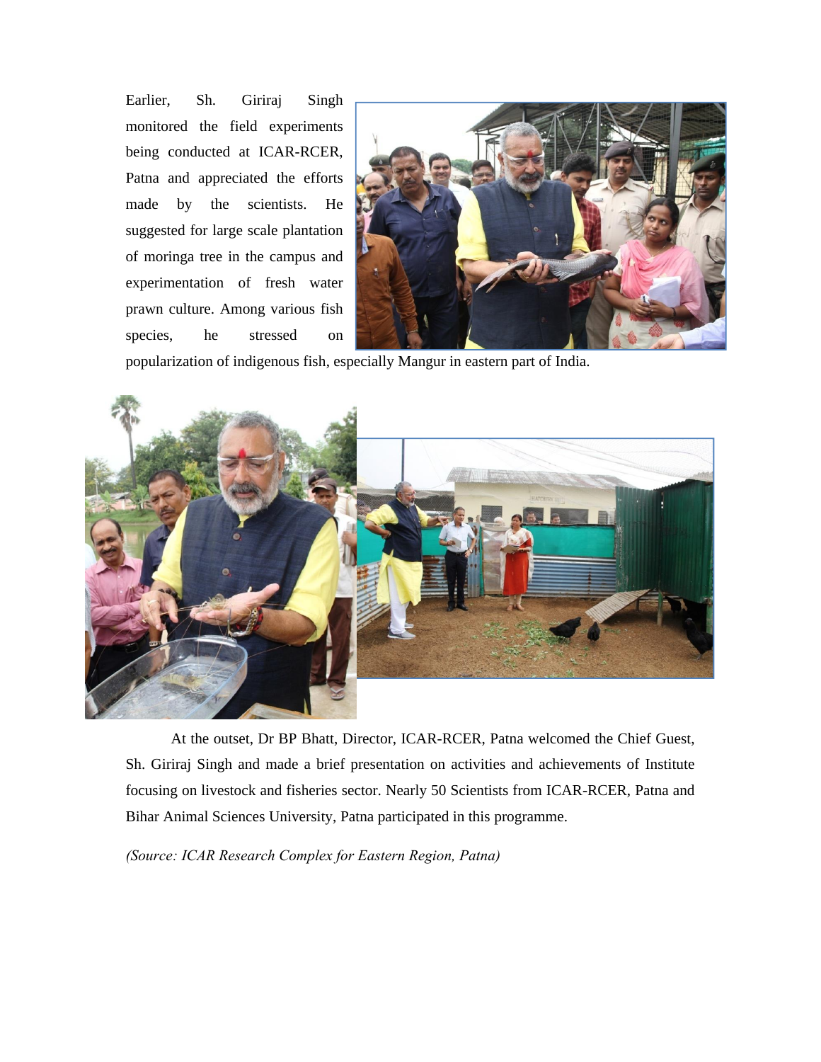Earlier, Sh. Giriraj Singh monitored the field experiments being conducted at ICAR-RCER, Patna and appreciated the efforts made by the scientists. He suggested for large scale plantation of moringa tree in the campus and experimentation of fresh water prawn culture. Among various fish species, he stressed on popularization of indigenous fish, especially Mangur in eastern part of India.

At the outset, Dr BP Bhatt, Director, ICAR-RCER, Patna welcomed the Chief Guest, Sh. Giriraj Singh and made a brief presentation on activities and achievements of Institute focusing on livestock and fisheries sector. Nearly 50 Scientists from ICAR-RCER, Patna and Bihar Animal Sciences University, Patna participated in this programme.

*(Source: ICAR Research Complex for Eastern Region, Patna)*